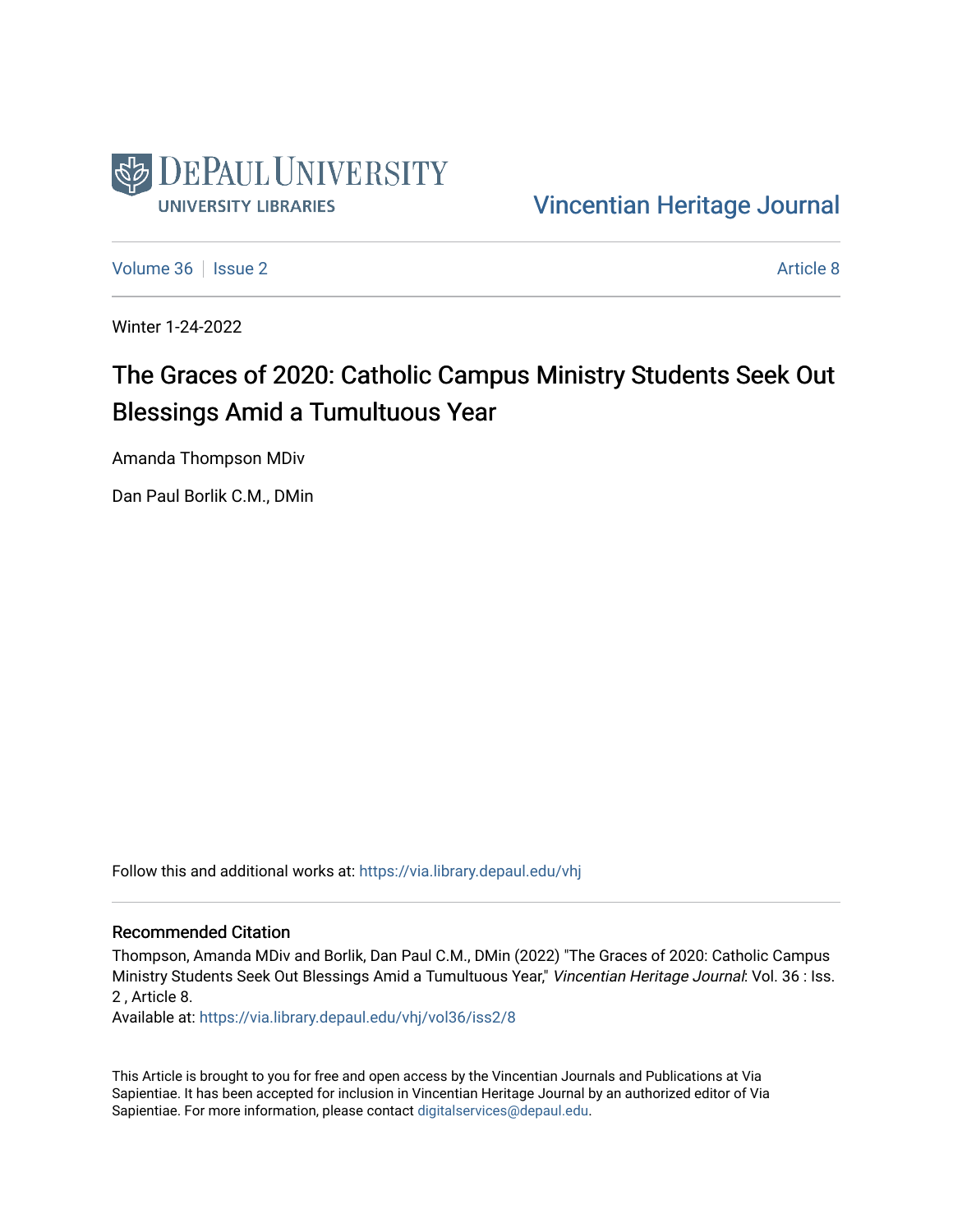DePaul University
University Libraries

Vincentian Heritage Journal

Volume 36 | Issue 2 Article 8

Winter 1-24-2022

# The Graces of 2020: Catholic Campus Ministry Students Seek Out Blessings Amid a Tumultuous Year

Amanda Thompson MDiv

Dan Paul Borlik C.M., DMin

Follow this and additional works at: https://via.library.depaul.edu/vhj

## Recommended Citation

Thompson, Amanda MDiv and Borlik, Dan Paul C.M., DMin (2022) "The Graces of 2020: Catholic Campus Ministry Students Seek Out Blessings Amid a Tumultuous Year," *Vincentian Heritage Journal*: Vol. 36 : Iss. 2 , Article 8.

Available at: https://via.library.depaul.edu/vhj/vol36/iss2/8

This Article is brought to you for free and open access by the Vincentian Journals and Publications at Via Sapientiae. It has been accepted for inclusion in Vincentian Heritage Journal by an authorized editor of Via Sapientiae. For more information, please contact digitalservices@depaul.edu.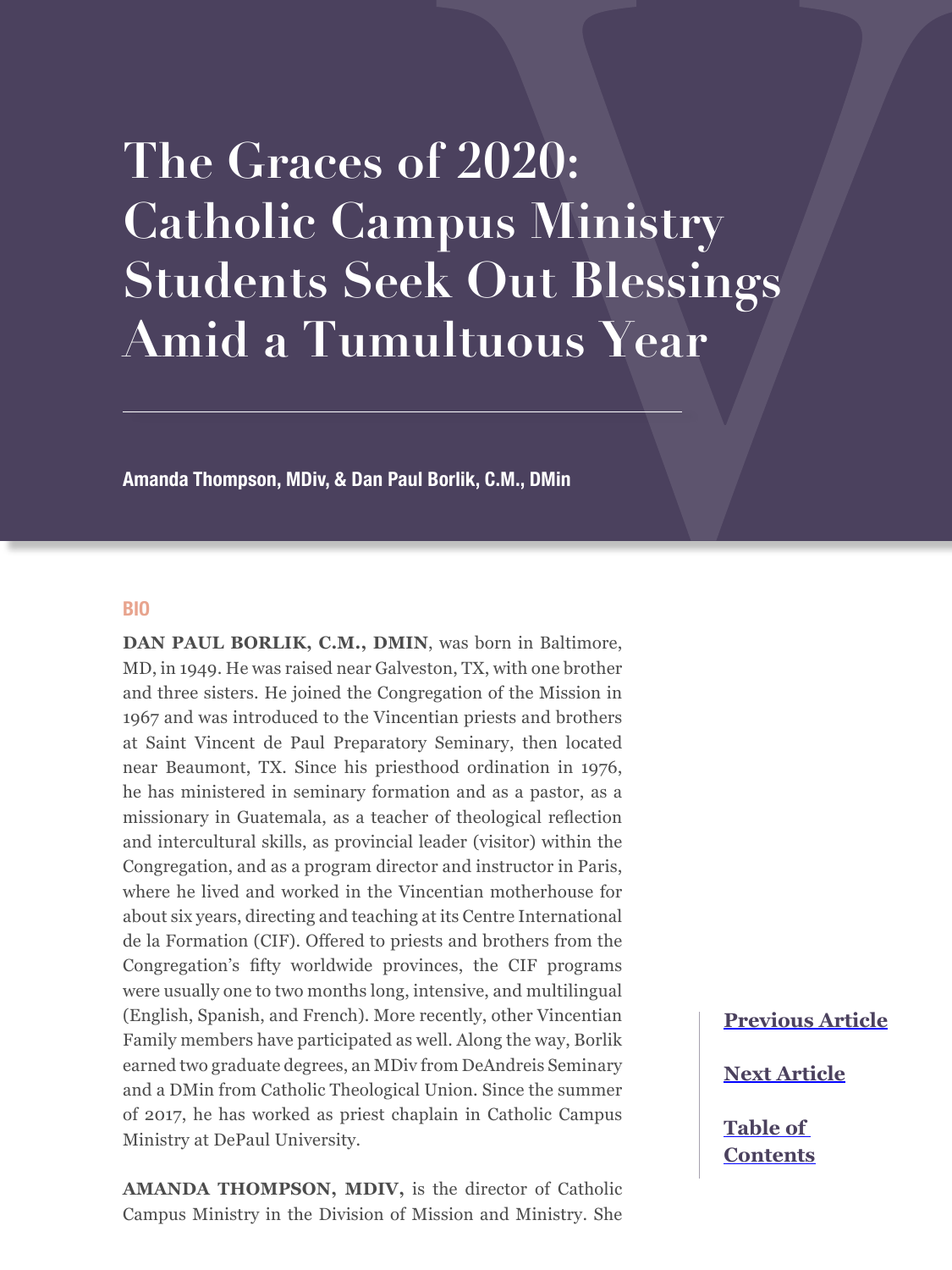# The Graces of 2020: Catholic Campus Ministry Students Seek Out Blessings Amid a Tumultuous Year

**Amanda Thompson, MDiv, & Dan Paul Borlik, C.M., DMin**

## BIO

**DAN PAUL BORLIK, C.M., DMIN**, was born in Baltimore, MD, in 1949. He was raised near Galveston, TX, with one brother and three sisters. He joined the Congregation of the Mission in 1967 and was introduced to the Vincentian priests and brothers at Saint Vincent de Paul Preparatory Seminary, then located near Beaumont, TX. Since his priesthood ordination in 1976, he has ministered in seminary formation and as a pastor, as a missionary in Guatemala, as a teacher of theological reflection and intercultural skills, as provincial leader (visitor) within the Congregation, and as a program director and instructor in Paris, where he lived and worked in the Vincentian motherhouse for about six years, directing and teaching at its Centre International de la Formation (CIF). Offered to priests and brothers from the Congregation's fifty worldwide provinces, the CIF programs were usually one to two months long, intensive, and multilingual (English, Spanish, and French). More recently, other Vincentian Family members have participated as well. Along the way, Borlik earned two graduate degrees, an MDiv from DeAndreis Seminary and a DMin from Catholic Theological Union. Since the summer of 2017, he has worked as priest chaplain in Catholic Campus Ministry at DePaul University.

**AMANDA THOMPSON, MDIV,** is the director of Catholic Campus Ministry in the Division of Mission and Ministry. She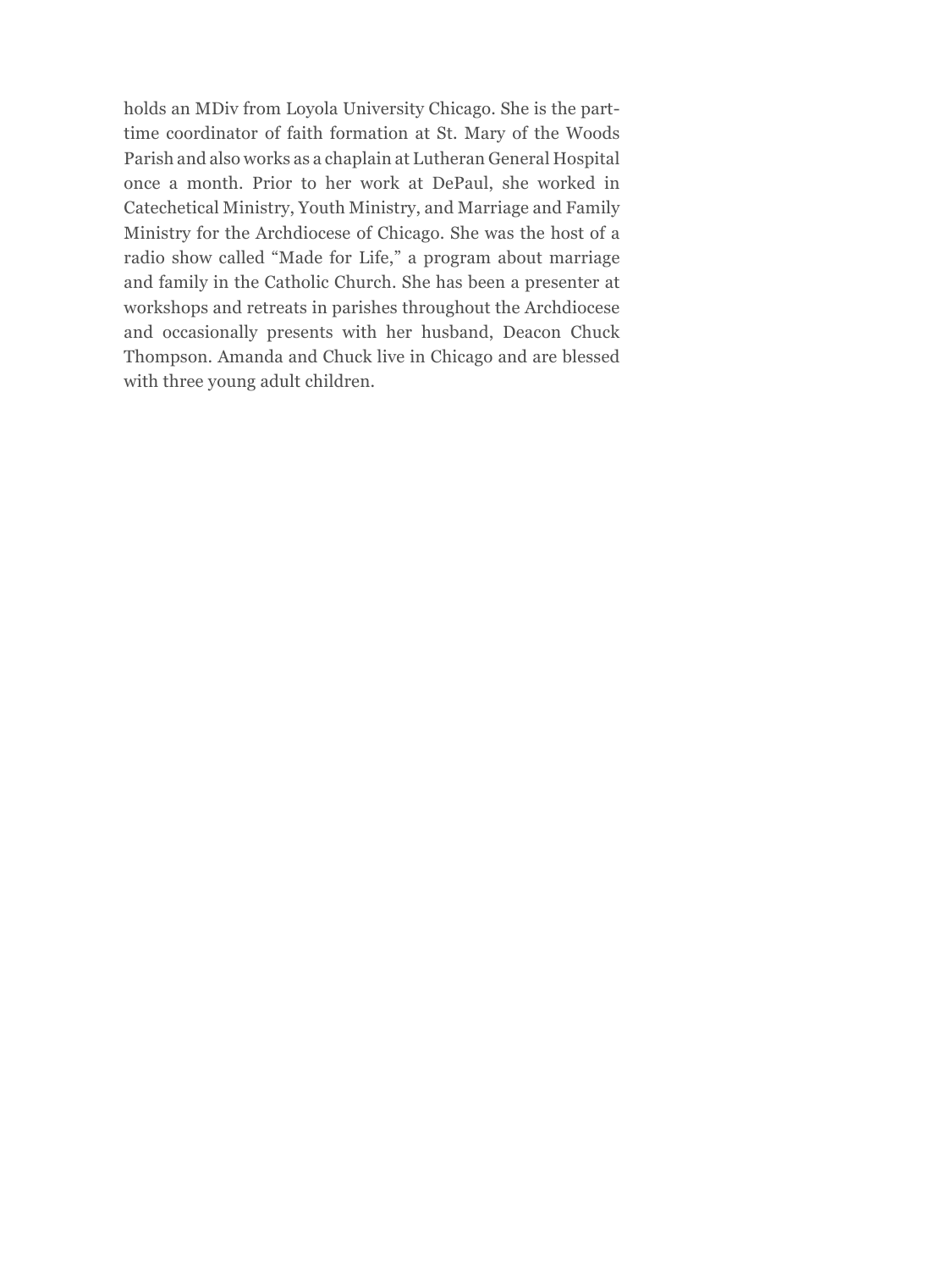holds an MDiv from Loyola University Chicago. She is the part-time coordinator of faith formation at St. Mary of the Woods Parish and also works as a chaplain at Lutheran General Hospital once a month. Prior to her work at DePaul, she worked in Catechetical Ministry, Youth Ministry, and Marriage and Family Ministry for the Archdiocese of Chicago. She was the host of a radio show called "Made for Life," a program about marriage and family in the Catholic Church. She has been a presenter at workshops and retreats in parishes throughout the Archdiocese and occasionally presents with her husband, Deacon Chuck Thompson. Amanda and Chuck live in Chicago and are blessed with three young adult children.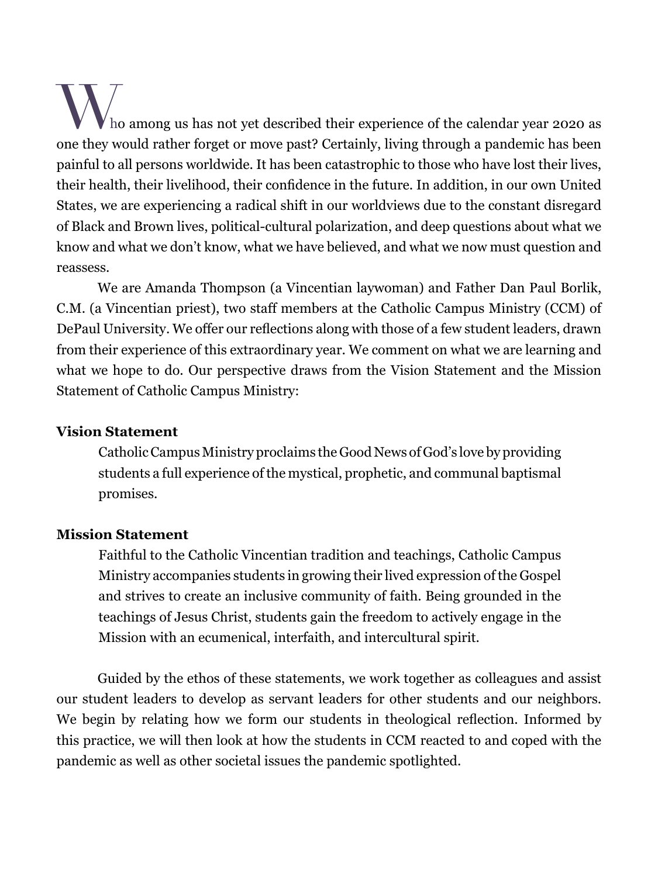Who among us has not yet described their experience of the calendar year 2020 as one they would rather forget or move past? Certainly, living through a pandemic has been painful to all persons worldwide. It has been catastrophic to those who have lost their lives, their health, their livelihood, their confidence in the future. In addition, in our own United States, we are experiencing a radical shift in our worldviews due to the constant disregard of Black and Brown lives, political-cultural polarization, and deep questions about what we know and what we don't know, what we have believed, and what we now must question and reassess.

We are Amanda Thompson (a Vincentian laywoman) and Father Dan Paul Borlik, C.M. (a Vincentian priest), two staff members at the Catholic Campus Ministry (CCM) of DePaul University. We offer our reflections along with those of a few student leaders, drawn from their experience of this extraordinary year. We comment on what we are learning and what we hope to do. Our perspective draws from the Vision Statement and the Mission Statement of Catholic Campus Ministry:

**Vision Statement**

> Catholic Campus Ministry proclaims the Good News of God's love by providing students a full experience of the mystical, prophetic, and communal baptismal promises.

**Mission Statement**

> Faithful to the Catholic Vincentian tradition and teachings, Catholic Campus Ministry accompanies students in growing their lived expression of the Gospel and strives to create an inclusive community of faith. Being grounded in the teachings of Jesus Christ, students gain the freedom to actively engage in the Mission with an ecumenical, interfaith, and intercultural spirit.

Guided by the ethos of these statements, we work together as colleagues and assist our student leaders to develop as servant leaders for other students and our neighbors. We begin by relating how we form our students in theological reflection. Informed by this practice, we will then look at how the students in CCM reacted to and coped with the pandemic as well as other societal issues the pandemic spotlighted.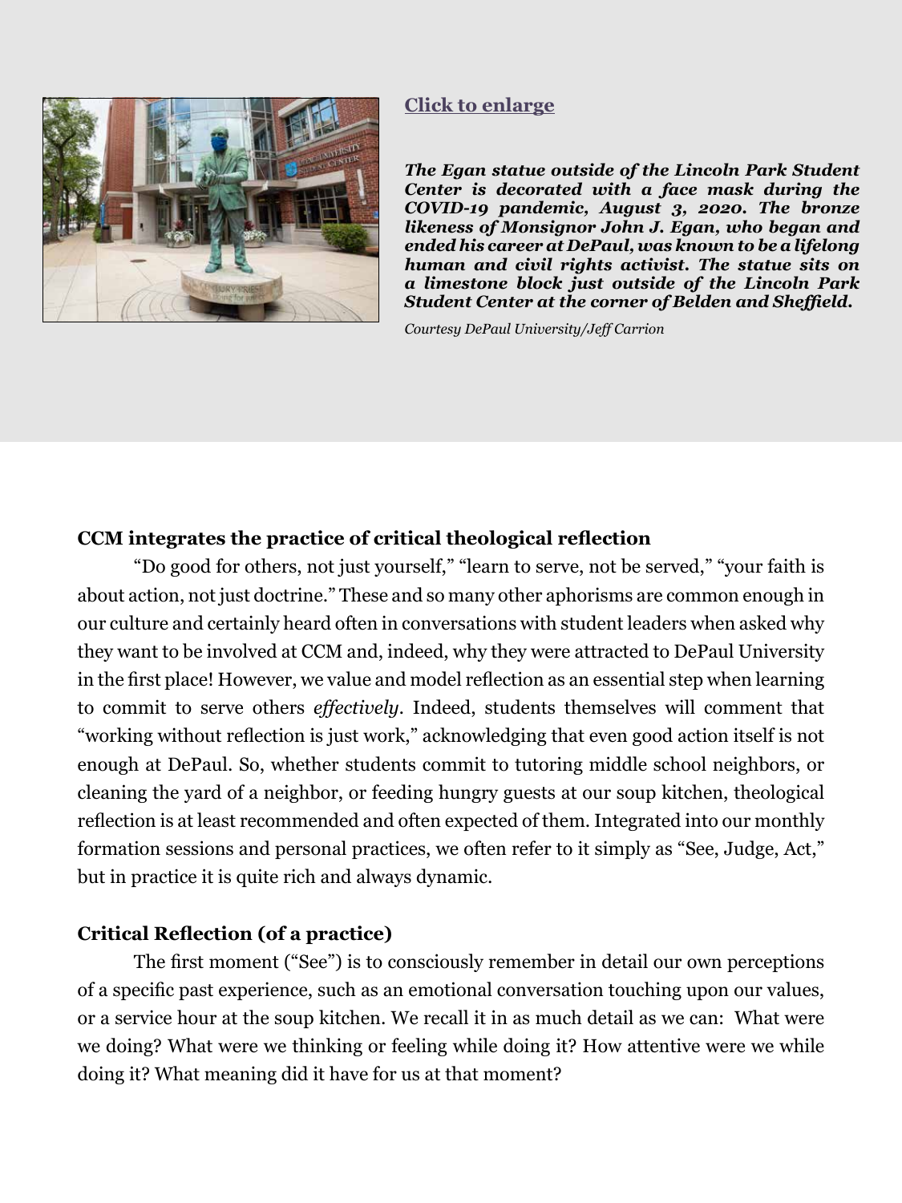**Click to enlarge**

***The Egan statue outside of the Lincoln Park Student Center is decorated with a face mask during the COVID-19 pandemic, August 3, 2020. The bronze likeness of Monsignor John J. Egan, who began and ended his career at DePaul, was known to be a lifelong human and civil rights activist. The statue sits on a limestone block just outside of the Lincoln Park Student Center at the corner of Belden and Sheffield.***

*Courtesy DePaul University/Jeff Carrion*

### CCM integrates the practice of critical theological reflection

"Do good for others, not just yourself," "learn to serve, not be served," "your faith is about action, not just doctrine." These and so many other aphorisms are common enough in our culture and certainly heard often in conversations with student leaders when asked why they want to be involved at CCM and, indeed, why they were attracted to DePaul University in the first place! However, we value and model reflection as an essential step when learning to commit to serve others *effectively*. Indeed, students themselves will comment that "working without reflection is just work," acknowledging that even good action itself is not enough at DePaul. So, whether students commit to tutoring middle school neighbors, or cleaning the yard of a neighbor, or feeding hungry guests at our soup kitchen, theological reflection is at least recommended and often expected of them. Integrated into our monthly formation sessions and personal practices, we often refer to it simply as "See, Judge, Act," but in practice it is quite rich and always dynamic.

### Critical Reflection (of a practice)

The first moment ("See") is to consciously remember in detail our own perceptions of a specific past experience, such as an emotional conversation touching upon our values, or a service hour at the soup kitchen. We recall it in as much detail as we can: What were we doing? What were we thinking or feeling while doing it? How attentive were we while doing it? What meaning did it have for us at that moment?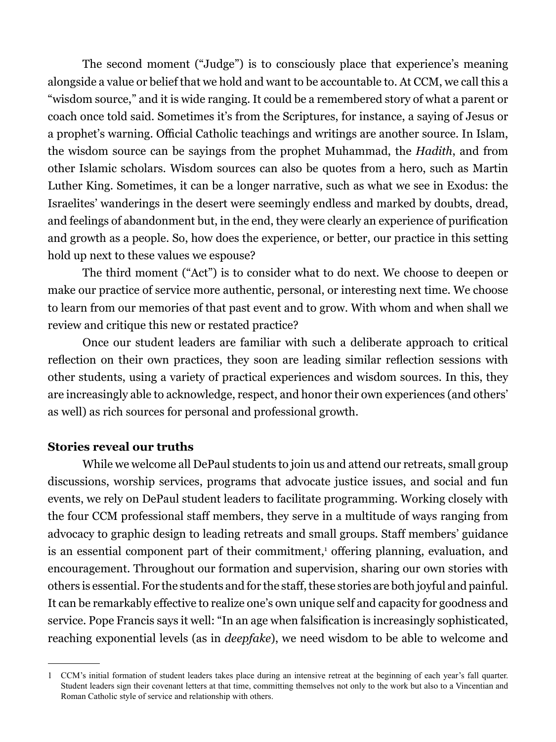The second moment ("Judge") is to consciously place that experience's meaning alongside a value or belief that we hold and want to be accountable to. At CCM, we call this a "wisdom source," and it is wide ranging. It could be a remembered story of what a parent or coach once told said. Sometimes it's from the Scriptures, for instance, a saying of Jesus or a prophet's warning. Official Catholic teachings and writings are another source. In Islam, the wisdom source can be sayings from the prophet Muhammad, the *Hadith*, and from other Islamic scholars. Wisdom sources can also be quotes from a hero, such as Martin Luther King. Sometimes, it can be a longer narrative, such as what we see in Exodus: the Israelites' wanderings in the desert were seemingly endless and marked by doubts, dread, and feelings of abandonment but, in the end, they were clearly an experience of purification and growth as a people. So, how does the experience, or better, our practice in this setting hold up next to these values we espouse?

The third moment ("Act") is to consider what to do next. We choose to deepen or make our practice of service more authentic, personal, or interesting next time. We choose to learn from our memories of that past event and to grow. With whom and when shall we review and critique this new or restated practice?

Once our student leaders are familiar with such a deliberate approach to critical reflection on their own practices, they soon are leading similar reflection sessions with other students, using a variety of practical experiences and wisdom sources. In this, they are increasingly able to acknowledge, respect, and honor their own experiences (and others' as well) as rich sources for personal and professional growth.

**Stories reveal our truths**

While we welcome all DePaul students to join us and attend our retreats, small group discussions, worship services, programs that advocate justice issues, and social and fun events, we rely on DePaul student leaders to facilitate programming. Working closely with the four CCM professional staff members, they serve in a multitude of ways ranging from advocacy to graphic design to leading retreats and small groups. Staff members' guidance is an essential component part of their commitment,[1] offering planning, evaluation, and encouragement. Throughout our formation and supervision, sharing our own stories with others is essential. For the students and for the staff, these stories are both joyful and painful. It can be remarkably effective to realize one's own unique self and capacity for goodness and service. Pope Francis says it well: "In an age when falsification is increasingly sophisticated, reaching exponential levels (as in *deepfake*), we need wisdom to be able to welcome and

---

1 CCM's initial formation of student leaders takes place during an intensive retreat at the beginning of each year's fall quarter. Student leaders sign their covenant letters at that time, committing themselves not only to the work but also to a Vincentian and Roman Catholic style of service and relationship with others.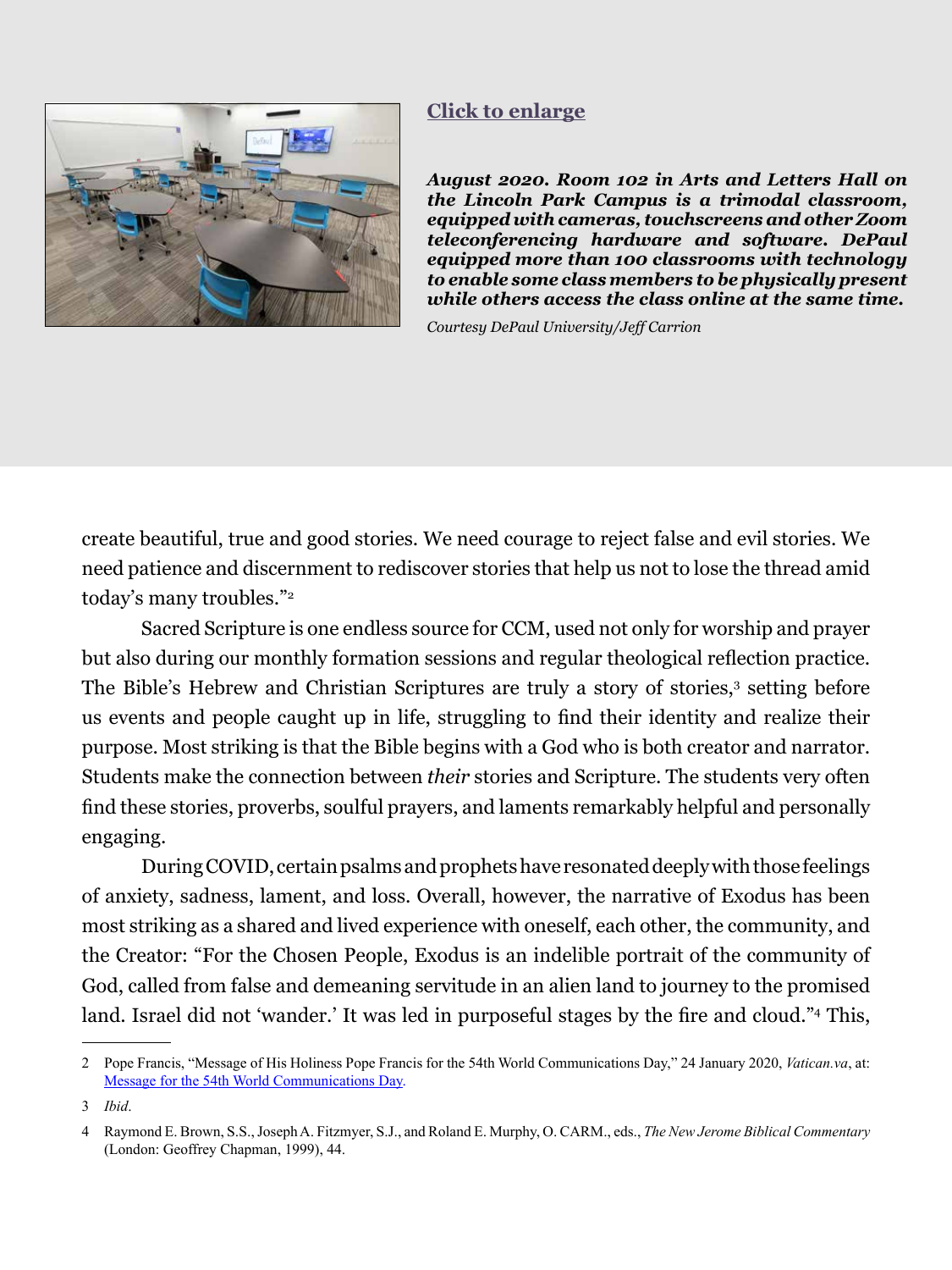Click to enlarge

***August 2020. Room 102 in Arts and Letters Hall on the Lincoln Park Campus is a trimodal classroom, equipped with cameras, touchscreens and other Zoom teleconferencing hardware and software. DePaul equipped more than 100 classrooms with technology to enable some class members to be physically present while others access the class online at the same time.***

*Courtesy DePaul University/Jeff Carrion*

create beautiful, true and good stories. We need courage to reject false and evil stories. We need patience and discernment to rediscover stories that help us not to lose the thread amid today's many troubles."[2]

Sacred Scripture is one endless source for CCM, used not only for worship and prayer but also during our monthly formation sessions and regular theological reflection practice. The Bible's Hebrew and Christian Scriptures are truly a story of stories,[3] setting before us events and people caught up in life, struggling to find their identity and realize their purpose. Most striking is that the Bible begins with a God who is both creator and narrator. Students make the connection between *their* stories and Scripture. The students very often find these stories, proverbs, soulful prayers, and laments remarkably helpful and personally engaging.

During COVID, certain psalms and prophets have resonated deeply with those feelings of anxiety, sadness, lament, and loss. Overall, however, the narrative of Exodus has been most striking as a shared and lived experience with oneself, each other, the community, and the Creator: "For the Chosen People, Exodus is an indelible portrait of the community of God, called from false and demeaning servitude in an alien land to journey to the promised land. Israel did not 'wander.' It was led in purposeful stages by the fire and cloud."[4] This,

---

2 Pope Francis, "Message of His Holiness Pope Francis for the 54th World Communications Day," 24 January 2020, *Vatican.va*, at: [Message for the 54th World Communications Day](Message for the 54th World Communications Day).

3 *Ibid*.

4 Raymond E. Brown, S.S., Joseph A. Fitzmyer, S.J., and Roland E. Murphy, O. CARM., eds., *The New Jerome Biblical Commentary* (London: Geoffrey Chapman, 1999), 44.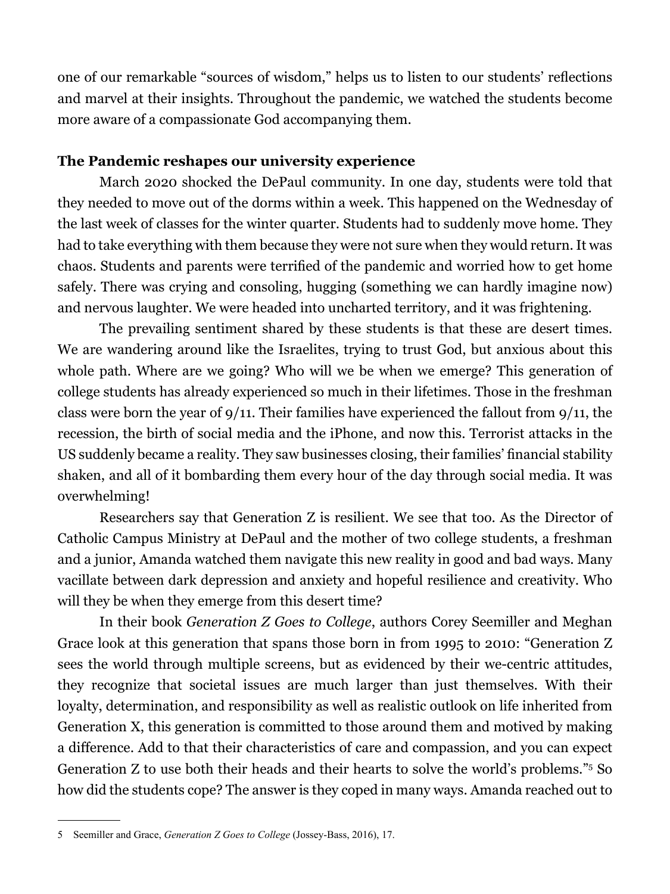one of our remarkable "sources of wisdom," helps us to listen to our students' reflections and marvel at their insights. Throughout the pandemic, we watched the students become more aware of a compassionate God accompanying them.

**The Pandemic reshapes our university experience**

March 2020 shocked the DePaul community. In one day, students were told that they needed to move out of the dorms within a week. This happened on the Wednesday of the last week of classes for the winter quarter. Students had to suddenly move home. They had to take everything with them because they were not sure when they would return. It was chaos. Students and parents were terrified of the pandemic and worried how to get home safely. There was crying and consoling, hugging (something we can hardly imagine now) and nervous laughter. We were headed into uncharted territory, and it was frightening.

The prevailing sentiment shared by these students is that these are desert times. We are wandering around like the Israelites, trying to trust God, but anxious about this whole path. Where are we going? Who will we be when we emerge? This generation of college students has already experienced so much in their lifetimes. Those in the freshman class were born the year of 9/11. Their families have experienced the fallout from 9/11, the recession, the birth of social media and the iPhone, and now this. Terrorist attacks in the US suddenly became a reality. They saw businesses closing, their families' financial stability shaken, and all of it bombarding them every hour of the day through social media. It was overwhelming!

Researchers say that Generation Z is resilient. We see that too. As the Director of Catholic Campus Ministry at DePaul and the mother of two college students, a freshman and a junior, Amanda watched them navigate this new reality in good and bad ways. Many vacillate between dark depression and anxiety and hopeful resilience and creativity. Who will they be when they emerge from this desert time?

In their book *Generation Z Goes to College*, authors Corey Seemiller and Meghan Grace look at this generation that spans those born in from 1995 to 2010: "Generation Z sees the world through multiple screens, but as evidenced by their we-centric attitudes, they recognize that societal issues are much larger than just themselves. With their loyalty, determination, and responsibility as well as realistic outlook on life inherited from Generation X, this generation is committed to those around them and motived by making a difference. Add to that their characteristics of care and compassion, and you can expect Generation Z to use both their heads and their hearts to solve the world's problems."[5] So how did the students cope? The answer is they coped in many ways. Amanda reached out to

---

5 Seemiller and Grace, *Generation Z Goes to College* (Jossey-Bass, 2016), 17.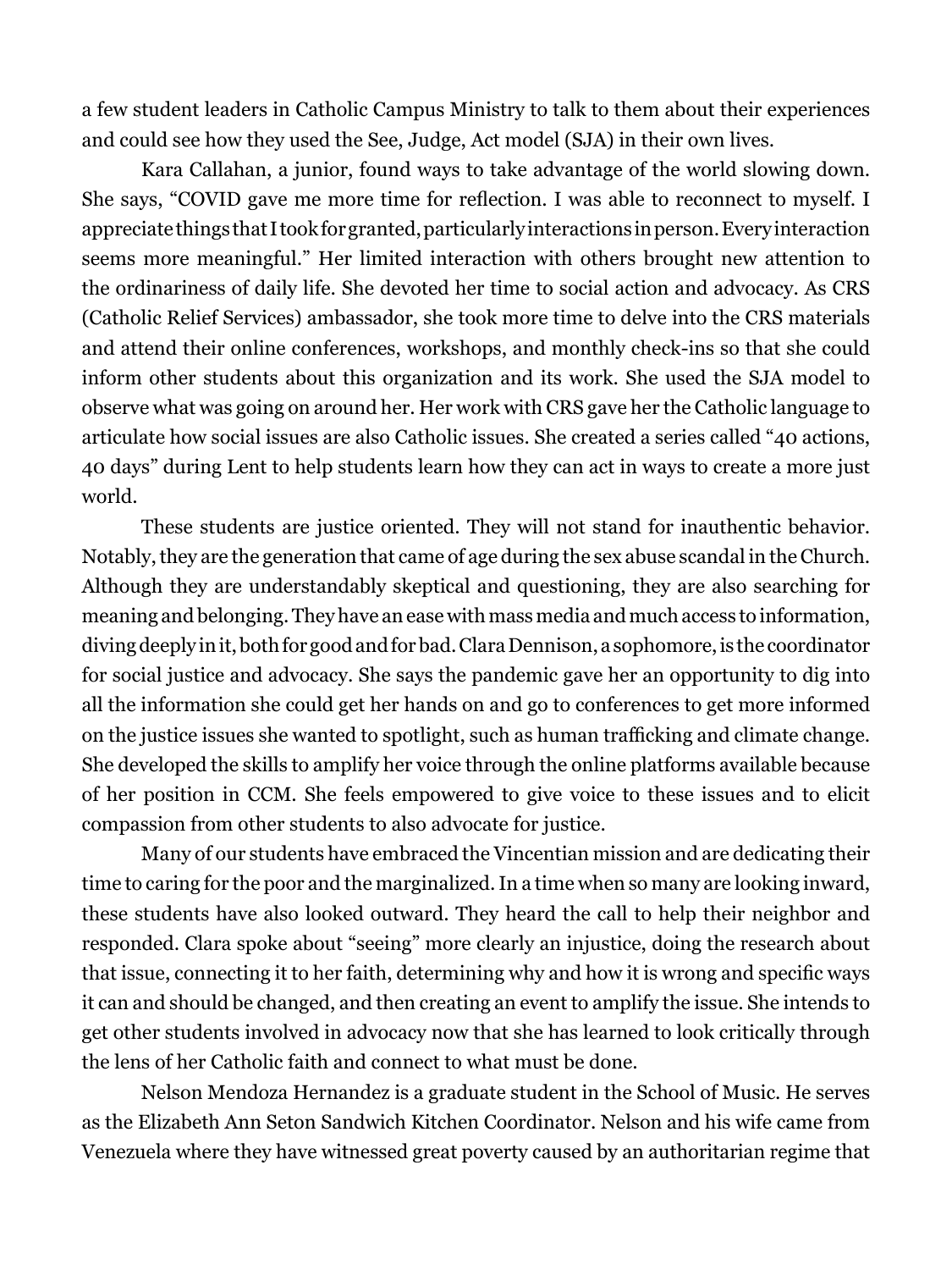a few student leaders in Catholic Campus Ministry to talk to them about their experiences and could see how they used the See, Judge, Act model (SJA) in their own lives.

Kara Callahan, a junior, found ways to take advantage of the world slowing down. She says, "COVID gave me more time for reflection. I was able to reconnect to myself. I appreciate things that I took for granted, particularly interactions in person. Every interaction seems more meaningful." Her limited interaction with others brought new attention to the ordinariness of daily life. She devoted her time to social action and advocacy. As CRS (Catholic Relief Services) ambassador, she took more time to delve into the CRS materials and attend their online conferences, workshops, and monthly check-ins so that she could inform other students about this organization and its work. She used the SJA model to observe what was going on around her. Her work with CRS gave her the Catholic language to articulate how social issues are also Catholic issues. She created a series called "40 actions, 40 days" during Lent to help students learn how they can act in ways to create a more just world.

These students are justice oriented. They will not stand for inauthentic behavior. Notably, they are the generation that came of age during the sex abuse scandal in the Church. Although they are understandably skeptical and questioning, they are also searching for meaning and belonging. They have an ease with mass media and much access to information, diving deeply in it, both for good and for bad. Clara Dennison, a sophomore, is the coordinator for social justice and advocacy. She says the pandemic gave her an opportunity to dig into all the information she could get her hands on and go to conferences to get more informed on the justice issues she wanted to spotlight, such as human trafficking and climate change. She developed the skills to amplify her voice through the online platforms available because of her position in CCM. She feels empowered to give voice to these issues and to elicit compassion from other students to also advocate for justice.

Many of our students have embraced the Vincentian mission and are dedicating their time to caring for the poor and the marginalized. In a time when so many are looking inward, these students have also looked outward. They heard the call to help their neighbor and responded. Clara spoke about "seeing" more clearly an injustice, doing the research about that issue, connecting it to her faith, determining why and how it is wrong and specific ways it can and should be changed, and then creating an event to amplify the issue. She intends to get other students involved in advocacy now that she has learned to look critically through the lens of her Catholic faith and connect to what must be done.

Nelson Mendoza Hernandez is a graduate student in the School of Music. He serves as the Elizabeth Ann Seton Sandwich Kitchen Coordinator. Nelson and his wife came from Venezuela where they have witnessed great poverty caused by an authoritarian regime that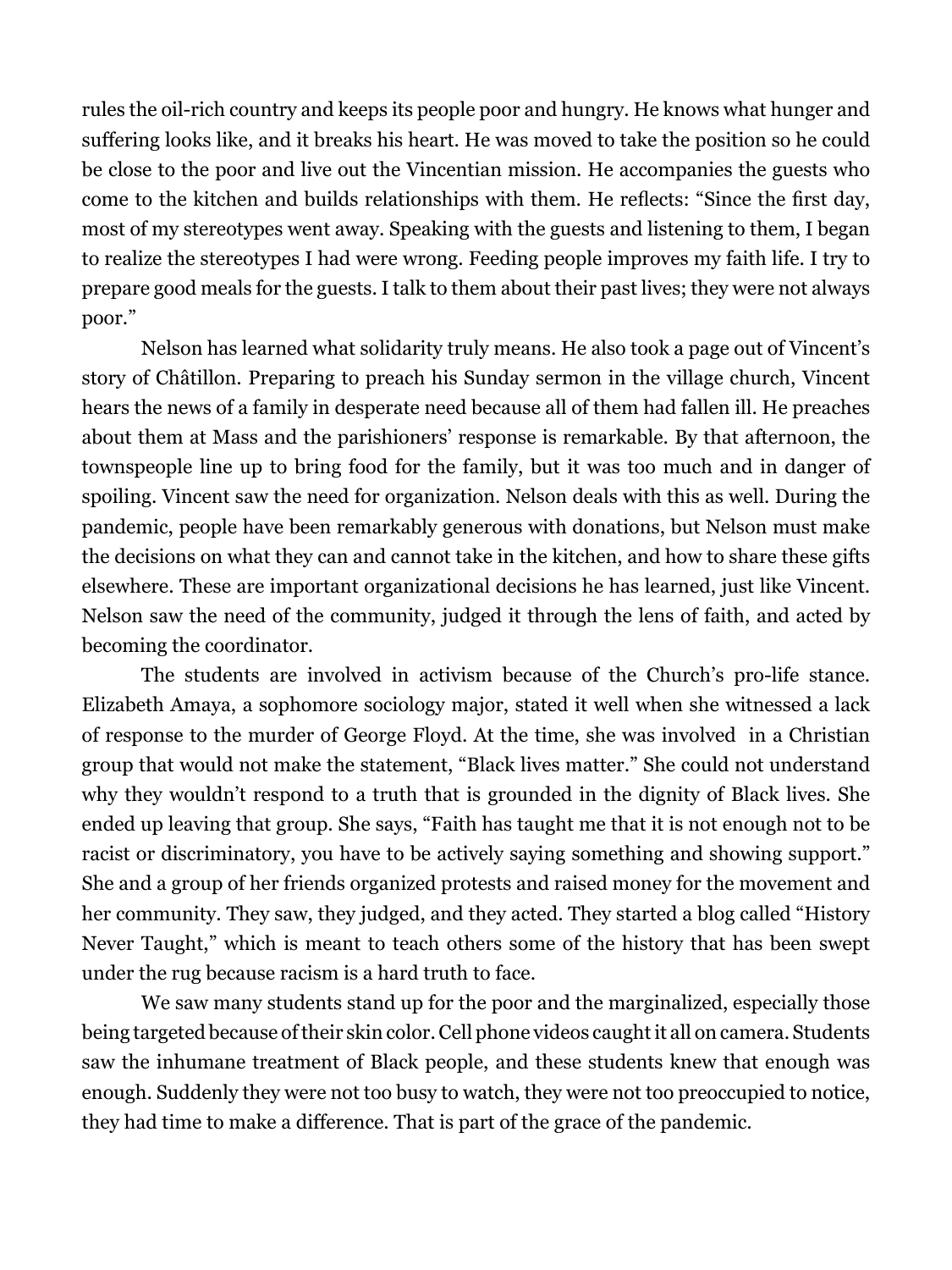rules the oil-rich country and keeps its people poor and hungry. He knows what hunger and suffering looks like, and it breaks his heart. He was moved to take the position so he could be close to the poor and live out the Vincentian mission. He accompanies the guests who come to the kitchen and builds relationships with them. He reflects: "Since the first day, most of my stereotypes went away. Speaking with the guests and listening to them, I began to realize the stereotypes I had were wrong. Feeding people improves my faith life. I try to prepare good meals for the guests. I talk to them about their past lives; they were not always poor."

Nelson has learned what solidarity truly means. He also took a page out of Vincent's story of Châtillon. Preparing to preach his Sunday sermon in the village church, Vincent hears the news of a family in desperate need because all of them had fallen ill. He preaches about them at Mass and the parishioners' response is remarkable. By that afternoon, the townspeople line up to bring food for the family, but it was too much and in danger of spoiling. Vincent saw the need for organization. Nelson deals with this as well. During the pandemic, people have been remarkably generous with donations, but Nelson must make the decisions on what they can and cannot take in the kitchen, and how to share these gifts elsewhere. These are important organizational decisions he has learned, just like Vincent. Nelson saw the need of the community, judged it through the lens of faith, and acted by becoming the coordinator.

The students are involved in activism because of the Church's pro-life stance. Elizabeth Amaya, a sophomore sociology major, stated it well when she witnessed a lack of response to the murder of George Floyd. At the time, she was involved in a Christian group that would not make the statement, "Black lives matter." She could not understand why they wouldn't respond to a truth that is grounded in the dignity of Black lives. She ended up leaving that group. She says, "Faith has taught me that it is not enough not to be racist or discriminatory, you have to be actively saying something and showing support." She and a group of her friends organized protests and raised money for the movement and her community. They saw, they judged, and they acted. They started a blog called "History Never Taught," which is meant to teach others some of the history that has been swept under the rug because racism is a hard truth to face.

We saw many students stand up for the poor and the marginalized, especially those being targeted because of their skin color. Cell phone videos caught it all on camera. Students saw the inhumane treatment of Black people, and these students knew that enough was enough. Suddenly they were not too busy to watch, they were not too preoccupied to notice, they had time to make a difference. That is part of the grace of the pandemic.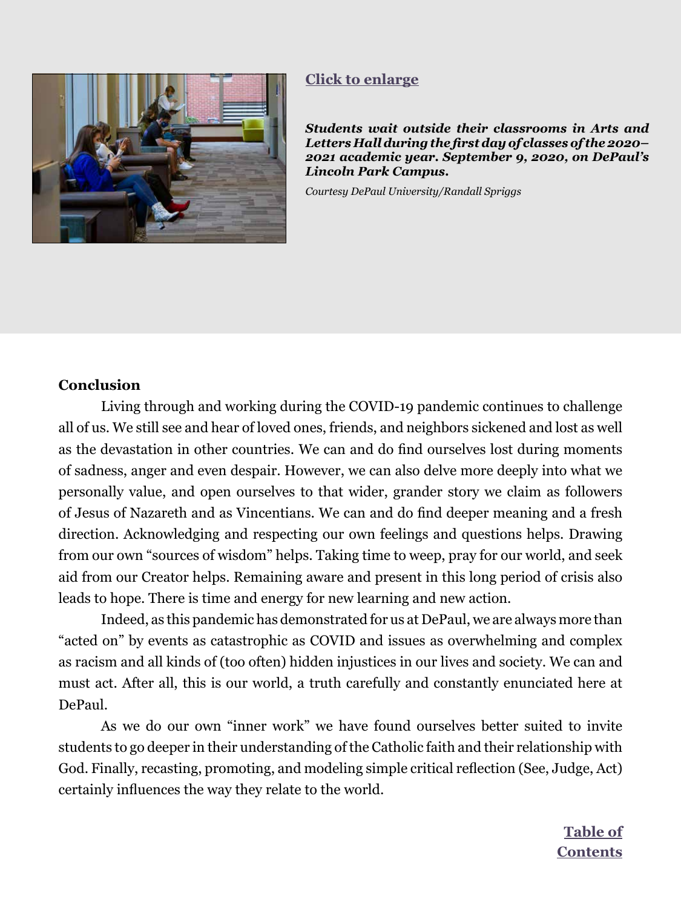Click to enlarge

***Students wait outside their classrooms in Arts and Letters Hall during the first day of classes of the 2020–2021 academic year. September 9, 2020, on DePaul's Lincoln Park Campus.***

*Courtesy DePaul University/Randall Spriggs*

**Conclusion**

Living through and working during the COVID-19 pandemic continues to challenge all of us. We still see and hear of loved ones, friends, and neighbors sickened and lost as well as the devastation in other countries. We can and do find ourselves lost during moments of sadness, anger and even despair. However, we can also delve more deeply into what we personally value, and open ourselves to that wider, grander story we claim as followers of Jesus of Nazareth and as Vincentians. We can and do find deeper meaning and a fresh direction. Acknowledging and respecting our own feelings and questions helps. Drawing from our own "sources of wisdom" helps. Taking time to weep, pray for our world, and seek aid from our Creator helps. Remaining aware and present in this long period of crisis also leads to hope. There is time and energy for new learning and new action.

Indeed, as this pandemic has demonstrated for us at DePaul, we are always more than "acted on" by events as catastrophic as COVID and issues as overwhelming and complex as racism and all kinds of (too often) hidden injustices in our lives and society. We can and must act. After all, this is our world, a truth carefully and constantly enunciated here at DePaul.

As we do our own "inner work" we have found ourselves better suited to invite students to go deeper in their understanding of the Catholic faith and their relationship with God. Finally, recasting, promoting, and modeling simple critical reflection (See, Judge, Act) certainly influences the way they relate to the world.

Table of Contents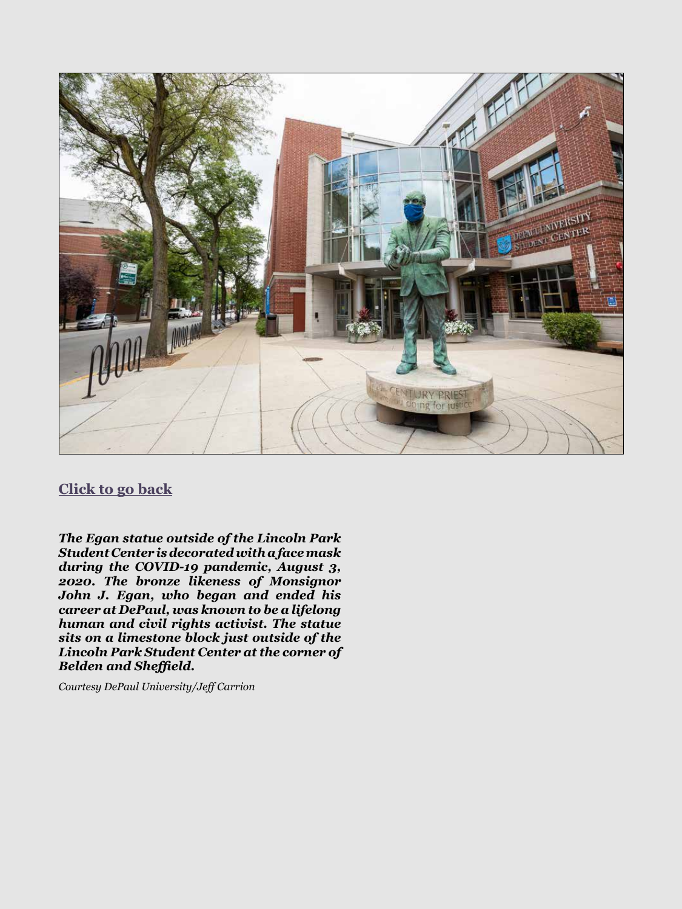[Click to go back]

***The Egan statue outside of the Lincoln Park Student Center is decorated with a face mask during the COVID-19 pandemic, August 3, 2020. The bronze likeness of Monsignor John J. Egan, who began and ended his career at DePaul, was known to be a lifelong human and civil rights activist. The statue sits on a limestone block just outside of the Lincoln Park Student Center at the corner of Belden and Sheffield.***

*Courtesy DePaul University/Jeff Carrion*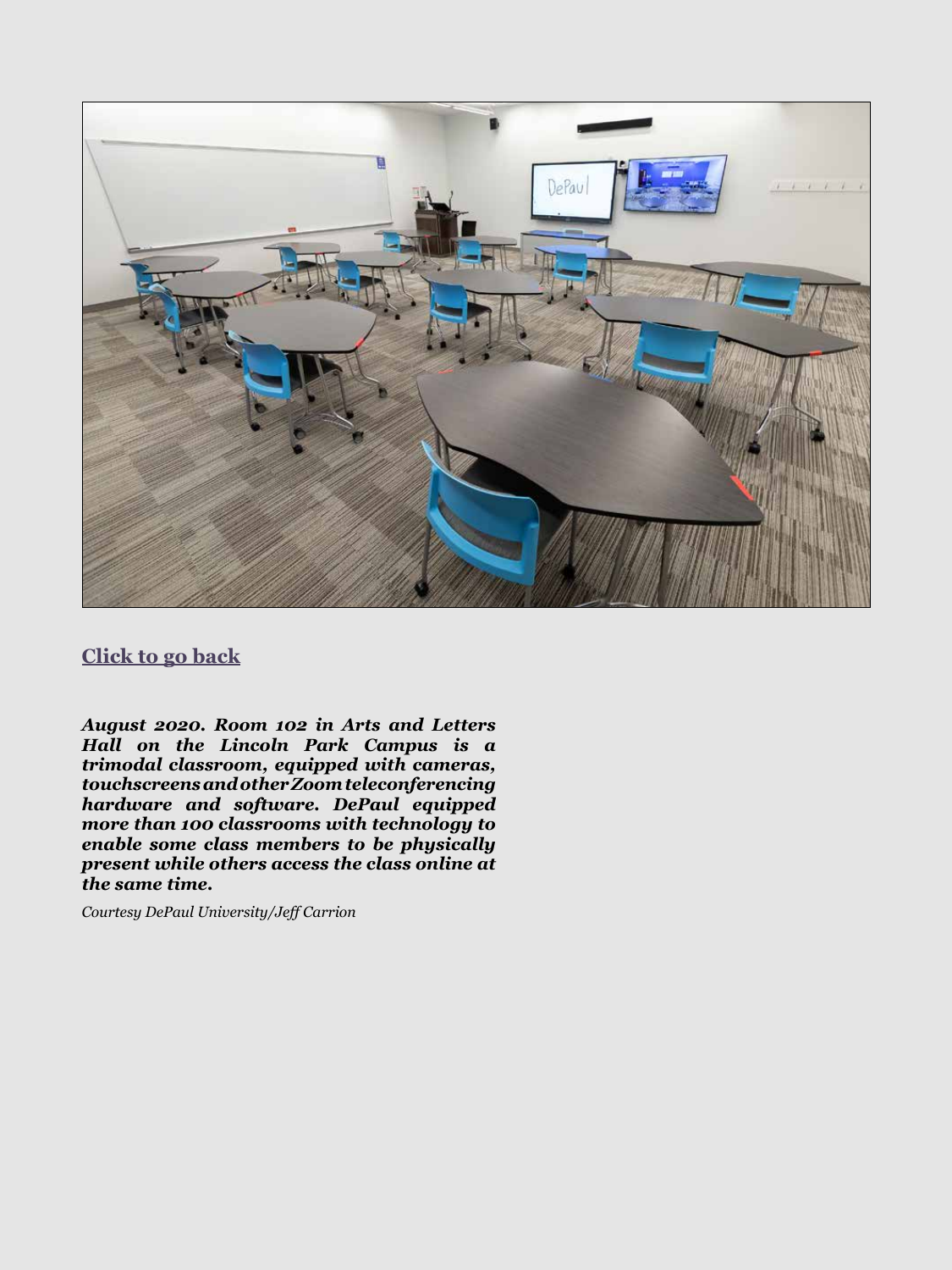[Click to go back]()

***August 2020. Room 102 in Arts and Letters Hall on the Lincoln Park Campus is a trimodal classroom, equipped with cameras, touchscreens and other Zoom teleconferencing hardware and software. DePaul equipped more than 100 classrooms with technology to enable some class members to be physically present while others access the class online at the same time.***

*Courtesy DePaul University/Jeff Carrion*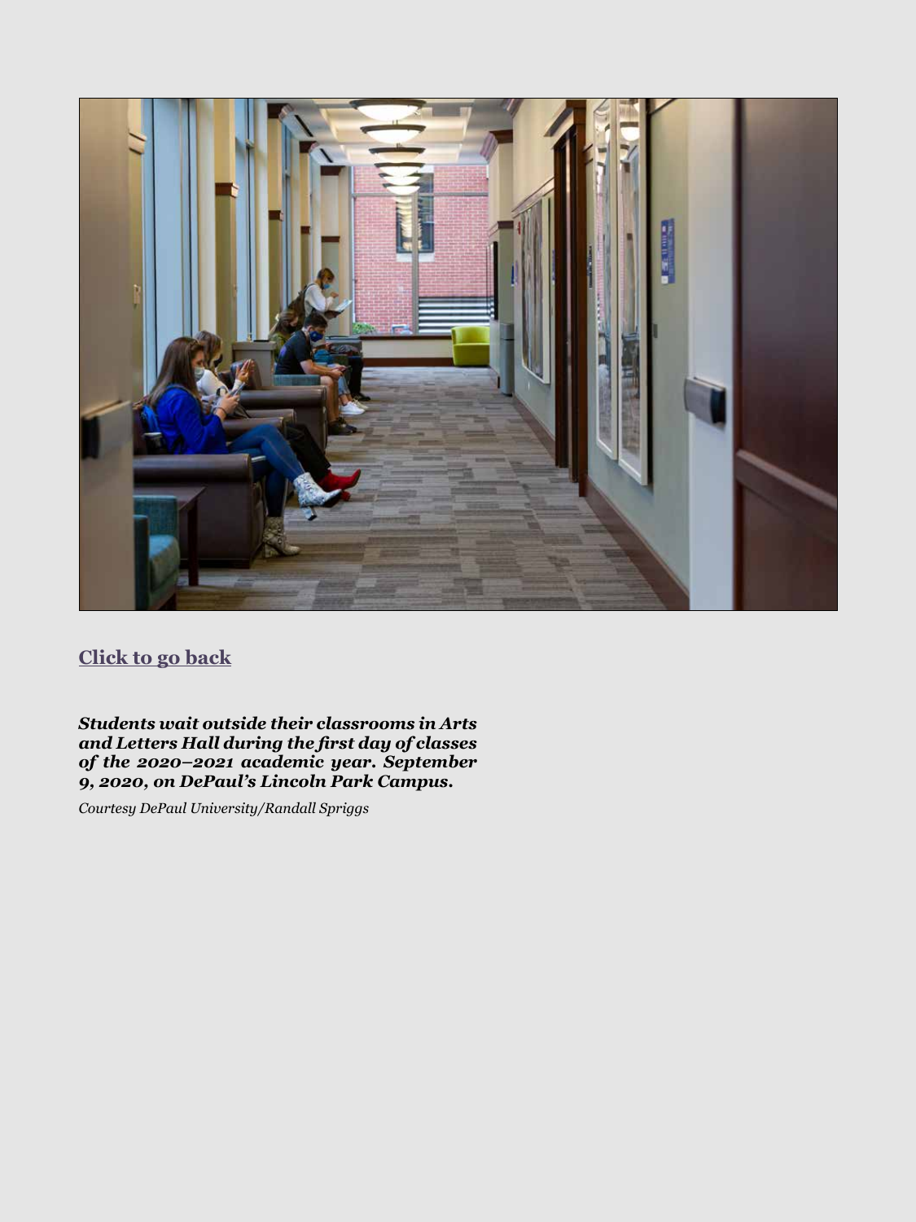[Click to go back]

***Students wait outside their classrooms in Arts and Letters Hall during the first day of classes of the 2020–2021 academic year. September 9, 2020, on DePaul's Lincoln Park Campus.***

*Courtesy DePaul University/Randall Spriggs*